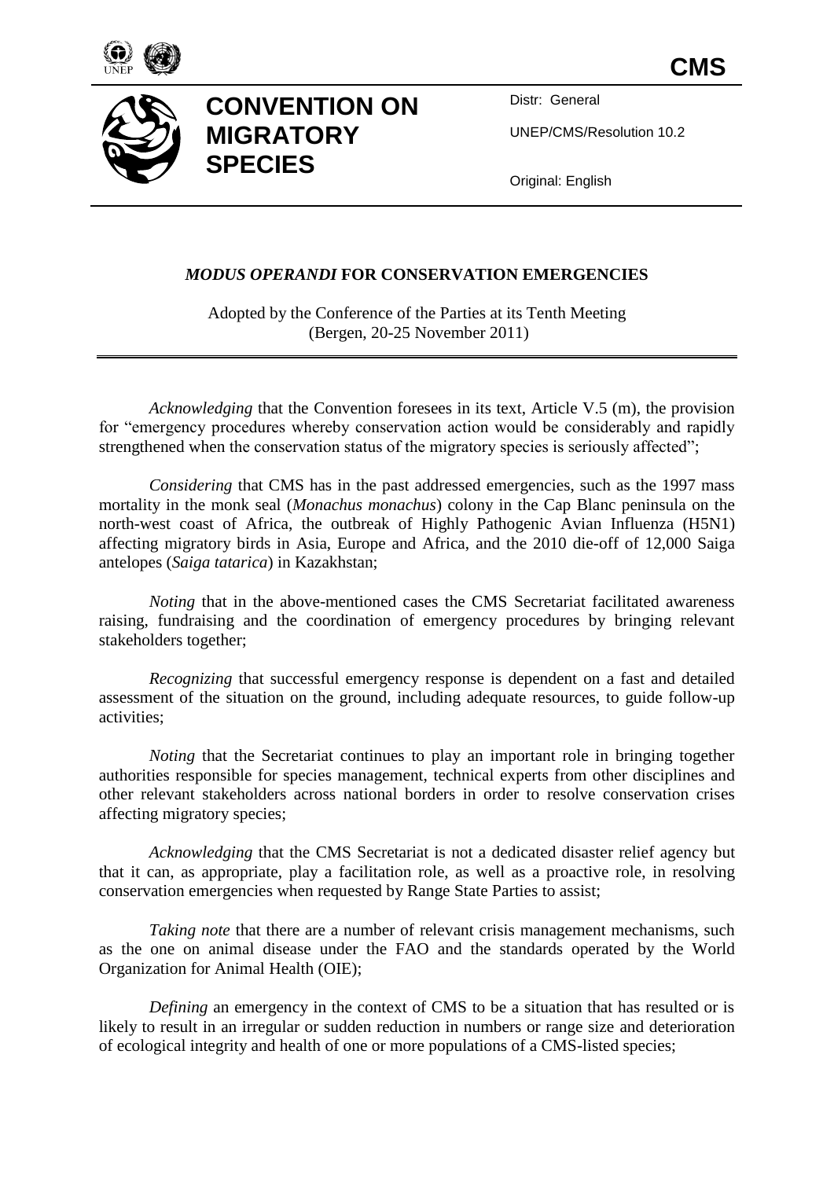CMS

# CONVENTION ON MIGRATORY SPECIES

Distr: General

UNEP/CMS/Resolution 10.2

Original: English

## *MODUS OPERANDI* FOR CONSERVATION EMERGENCIES

Adopted by the Conference of the Parties at its Tenth Meeting (Bergen, 20-25 November 2011)

*Acknowledging* that the Convention foresees in its text, Article V.5 (m), the provision for "emergency procedures whereby conservation action would be considerably and rapidly strengthened when the conservation status of the migratory species is seriously affected";

*Considering* that CMS has in the past addressed emergencies, such as the 1997 mass mortality in the monk seal (*Monachus monachus*) colony in the Cap Blanc peninsula on the north-west coast of Africa, the outbreak of Highly Pathogenic Avian Influenza (H5N1) affecting migratory birds in Asia, Europe and Africa, and the 2010 die-off of 12,000 Saiga antelopes (*Saiga tatarica*) in Kazakhstan;

*Noting* that in the above-mentioned cases the CMS Secretariat facilitated awareness raising, fundraising and the coordination of emergency procedures by bringing relevant stakeholders together;

*Recognizing* that successful emergency response is dependent on a fast and detailed assessment of the situation on the ground, including adequate resources, to guide follow-up activities;

*Noting* that the Secretariat continues to play an important role in bringing together authorities responsible for species management, technical experts from other disciplines and other relevant stakeholders across national borders in order to resolve conservation crises affecting migratory species;

*Acknowledging* that the CMS Secretariat is not a dedicated disaster relief agency but that it can, as appropriate, play a facilitation role, as well as a proactive role, in resolving conservation emergencies when requested by Range State Parties to assist;

*Taking note* that there are a number of relevant crisis management mechanisms, such as the one on animal disease under the FAO and the standards operated by the World Organization for Animal Health (OIE);

*Defining* an emergency in the context of CMS to be a situation that has resulted or is likely to result in an irregular or sudden reduction in numbers or range size and deterioration of ecological integrity and health of one or more populations of a CMS-listed species;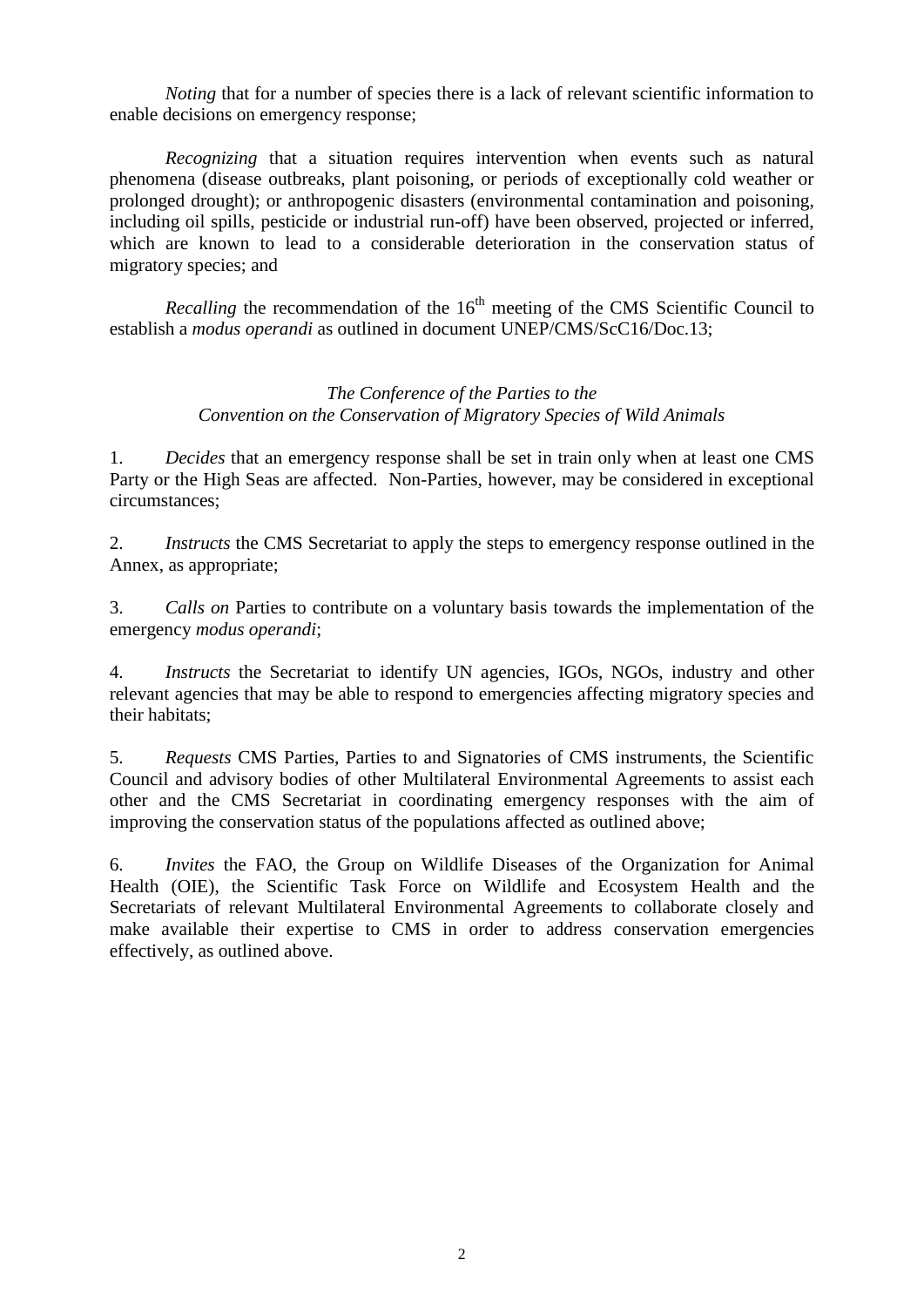*Noting* that for a number of species there is a lack of relevant scientific information to enable decisions on emergency response;

*Recognizing* that a situation requires intervention when events such as natural phenomena (disease outbreaks, plant poisoning, or periods of exceptionally cold weather or prolonged drought); or anthropogenic disasters (environmental contamination and poisoning, including oil spills, pesticide or industrial run-off) have been observed, projected or inferred, which are known to lead to a considerable deterioration in the conservation status of migratory species; and

*Recalling* the recommendation of the 16th meeting of the CMS Scientific Council to establish a *modus operandi* as outlined in document UNEP/CMS/ScC16/Doc.13;

*The Conference of the Parties to the*
*Convention on the Conservation of Migratory Species of Wild Animals*

1. *Decides* that an emergency response shall be set in train only when at least one CMS Party or the High Seas are affected. Non-Parties, however, may be considered in exceptional circumstances;

2. *Instructs* the CMS Secretariat to apply the steps to emergency response outlined in the Annex, as appropriate;

3. *Calls on* Parties to contribute on a voluntary basis towards the implementation of the emergency *modus operandi*;

4. *Instructs* the Secretariat to identify UN agencies, IGOs, NGOs, industry and other relevant agencies that may be able to respond to emergencies affecting migratory species and their habitats;

5. *Requests* CMS Parties, Parties to and Signatories of CMS instruments, the Scientific Council and advisory bodies of other Multilateral Environmental Agreements to assist each other and the CMS Secretariat in coordinating emergency responses with the aim of improving the conservation status of the populations affected as outlined above;

6. *Invites* the FAO, the Group on Wildlife Diseases of the Organization for Animal Health (OIE), the Scientific Task Force on Wildlife and Ecosystem Health and the Secretariats of relevant Multilateral Environmental Agreements to collaborate closely and make available their expertise to CMS in order to address conservation emergencies effectively, as outlined above.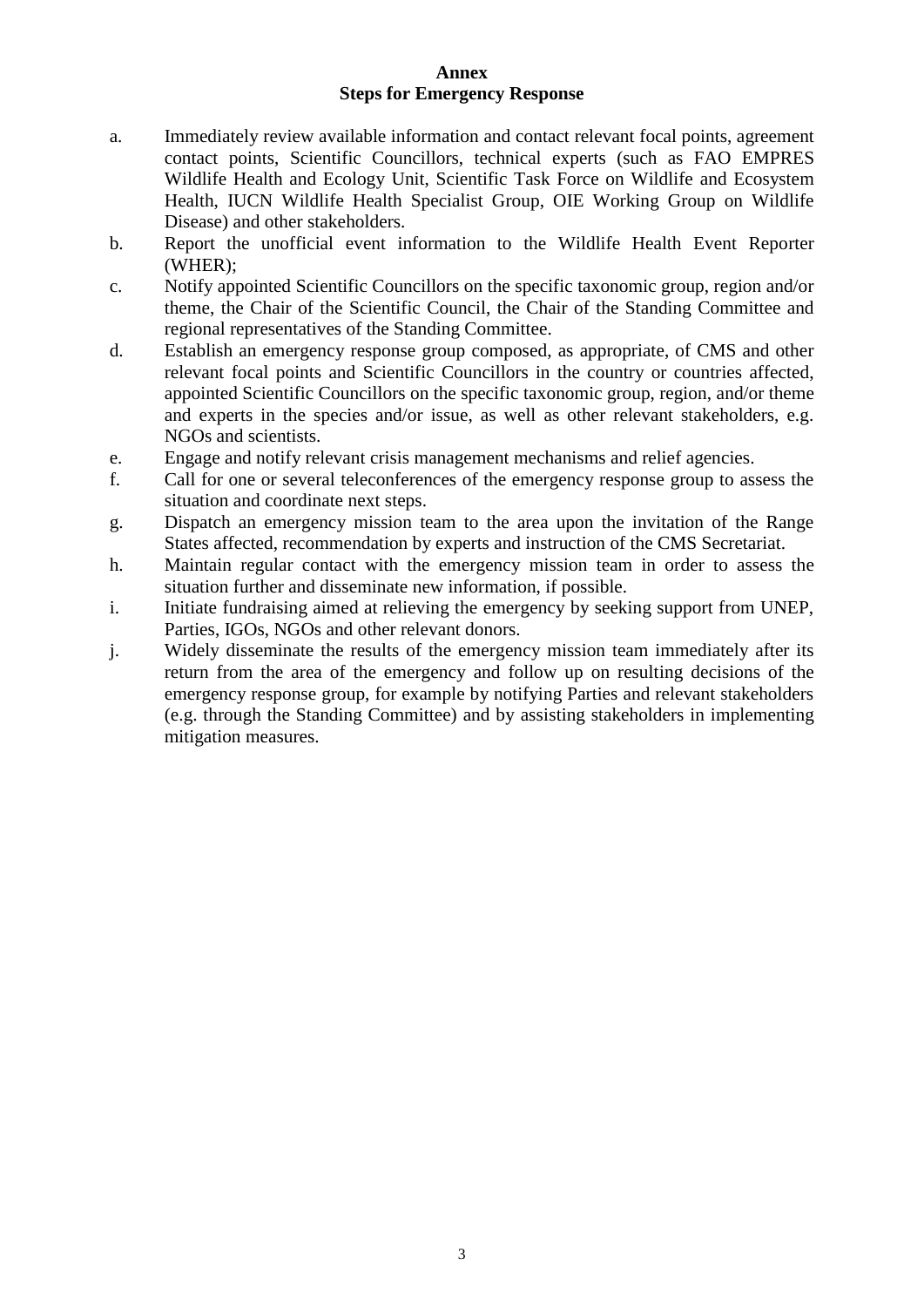**Annex**
**Steps for Emergency Response**

a. Immediately review available information and contact relevant focal points, agreement contact points, Scientific Councillors, technical experts (such as FAO EMPRES Wildlife Health and Ecology Unit, Scientific Task Force on Wildlife and Ecosystem Health, IUCN Wildlife Health Specialist Group, OIE Working Group on Wildlife Disease) and other stakeholders.
b. Report the unofficial event information to the Wildlife Health Event Reporter (WHER);
c. Notify appointed Scientific Councillors on the specific taxonomic group, region and/or theme, the Chair of the Scientific Council, the Chair of the Standing Committee and regional representatives of the Standing Committee.
d. Establish an emergency response group composed, as appropriate, of CMS and other relevant focal points and Scientific Councillors in the country or countries affected, appointed Scientific Councillors on the specific taxonomic group, region, and/or theme and experts in the species and/or issue, as well as other relevant stakeholders, e.g. NGOs and scientists.
e. Engage and notify relevant crisis management mechanisms and relief agencies.
f. Call for one or several teleconferences of the emergency response group to assess the situation and coordinate next steps.
g. Dispatch an emergency mission team to the area upon the invitation of the Range States affected, recommendation by experts and instruction of the CMS Secretariat.
h. Maintain regular contact with the emergency mission team in order to assess the situation further and disseminate new information, if possible.
i. Initiate fundraising aimed at relieving the emergency by seeking support from UNEP, Parties, IGOs, NGOs and other relevant donors.
j. Widely disseminate the results of the emergency mission team immediately after its return from the area of the emergency and follow up on resulting decisions of the emergency response group, for example by notifying Parties and relevant stakeholders (e.g. through the Standing Committee) and by assisting stakeholders in implementing mitigation measures.